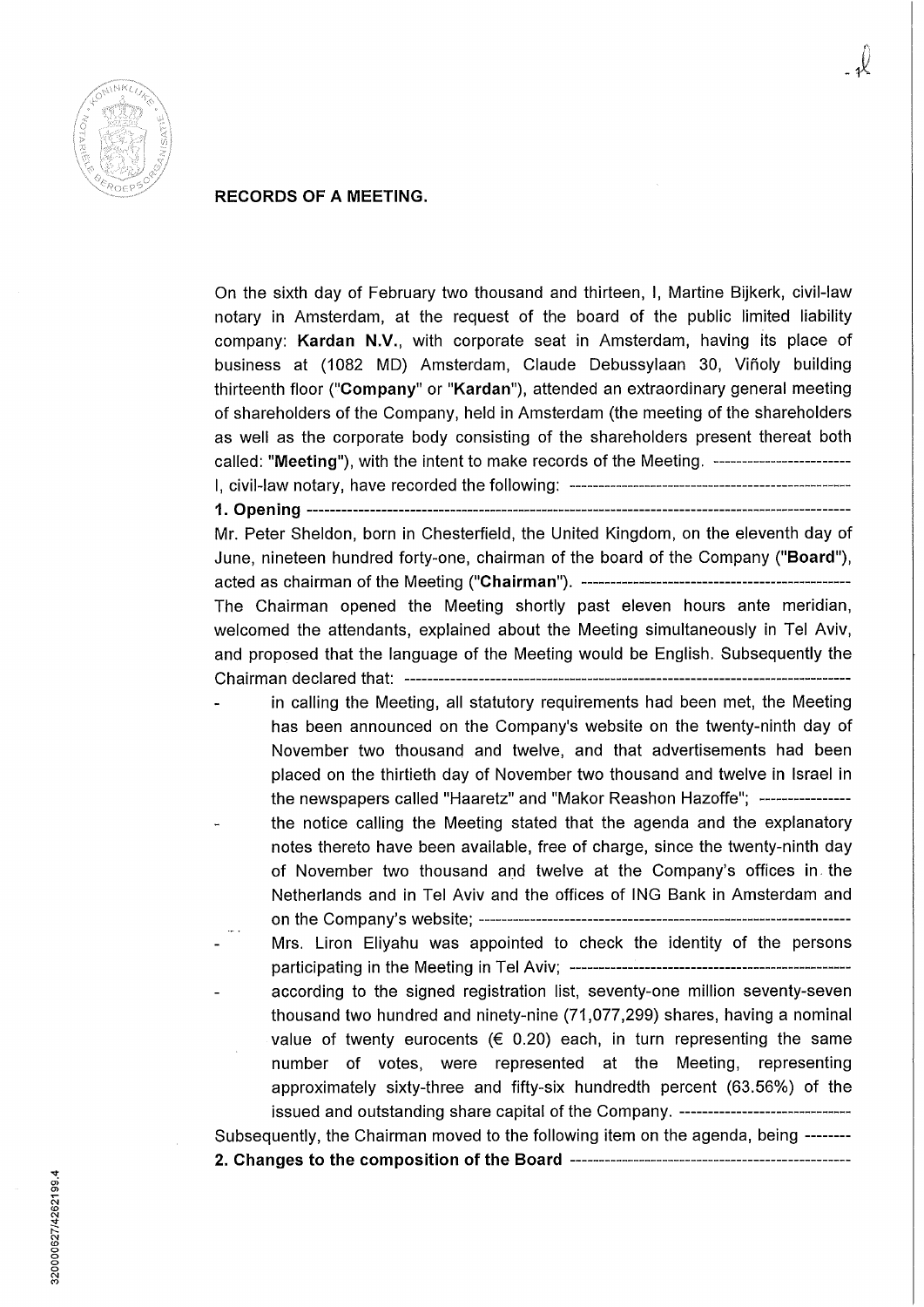## RECORDS OF A MEETING.

On the sixth day of February two thousand and thirteen, I, Martine Bijkerk, civil-law notary in Amsterdam, at the request of the board of the public limited liability company: **Kardan N.V.**, with corporate seat in Amsterdam, having its place of business at (1082 MD) Amsterdam, Claude Debussylaan 30, Viñoly building thirteenth floor ("**Company**" or "**Kardan**"), attended an extraordinary general meeting of shareholders of the Company, held in Amsterdam (the meeting of the shareholders as well as the corporate body consisting of the shareholders present thereat both called: "**Meeting**"), with the intent to make records of the Meeting. ------------------------

I, civil-law notary, have recorded the following: --------------------------------------------------

**1. Opening** ---------------------------------------------------------------------------------------------

Mr. Peter Sheldon, born in Chesterfield, the United Kingdom, on the eleventh day of June, nineteen hundred forty-one, chairman of the board of the Company ("**Board**"), acted as chairman of the Meeting ("**Chairman**"). -----------------------------------------------

The Chairman opened the Meeting shortly past eleven hours ante meridian, welcomed the attendants, explained about the Meeting simultaneously in Tel Aviv, and proposed that the language of the Meeting would be English. Subsequently the Chairman declared that: ------------------------------------------------------------------------------

- in calling the Meeting, all statutory requirements had been met, the Meeting has been announced on the Company's website on the twenty-ninth day of November two thousand and twelve, and that advertisements had been placed on the thirtieth day of November two thousand and twelve in Israel in the newspapers called "Haaretz" and "Makor Reashon Hazoffe"; ----------------
- the notice calling the Meeting stated that the agenda and the explanatory notes thereto have been available, free of charge, since the twenty-ninth day of November two thousand and twelve at the Company's offices in the Netherlands and in Tel Aviv and the offices of ING Bank in Amsterdam and on the Company's website; ------------------------------------------------------------------
- Mrs. Liron Eliyahu was appointed to check the identity of the persons participating in the Meeting in Tel Aviv; -------------------------------------------------
- according to the signed registration list, seventy-one million seventy-seven thousand two hundred and ninety-nine (71,077,299) shares, having a nominal value of twenty eurocents (€ 0.20) each, in turn representing the same number of votes, were represented at the Meeting, representing approximately sixty-three and fifty-six hundredth percent (63.56%) of the issued and outstanding share capital of the Company. ------------------------------

Subsequently, the Chairman moved to the following item on the agenda, being --------

**2. Changes to the composition of the Board** --------------------------------------------------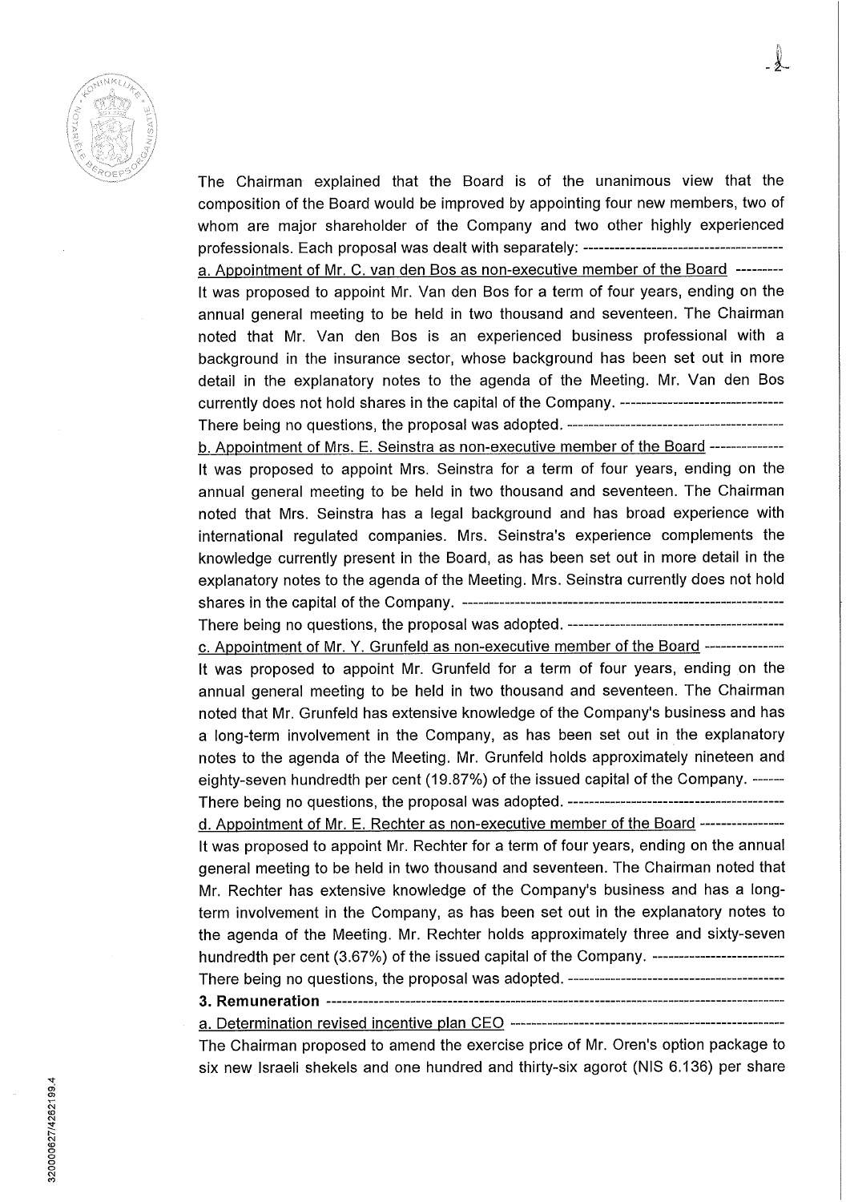The Chairman explained that the Board is of the unanimous view that the composition of the Board would be improved by appointing four new members, two of whom are major shareholder of the Company and two other highly experienced professionals. Each proposal was dealt with separately: ---------------------------------------

a. Appointment of Mr. C. van den Bos as non-executive member of the Board ---------

It was proposed to appoint Mr. Van den Bos for a term of four years, ending on the annual general meeting to be held in two thousand and seventeen. The Chairman noted that Mr. Van den Bos is an experienced business professional with a background in the insurance sector, whose background has been set out in more detail in the explanatory notes to the agenda of the Meeting. Mr. Van den Bos currently does not hold shares in the capital of the Company. -------------------------------

There being no questions, the proposal was adopted. ------------------------------------------

b. Appointment of Mrs. E. Seinstra as non-executive member of the Board --------------

It was proposed to appoint Mrs. Seinstra for a term of four years, ending on the annual general meeting to be held in two thousand and seventeen. The Chairman noted that Mrs. Seinstra has a legal background and has broad experience with international regulated companies. Mrs. Seinstra's experience complements the knowledge currently present in the Board, as has been set out in more detail in the explanatory notes to the agenda of the Meeting. Mrs. Seinstra currently does not hold shares in the capital of the Company. -------------------------------------------------------------

There being no questions, the proposal was adopted. ------------------------------------------

c. Appointment of Mr. Y. Grunfeld as non-executive member of the Board ---------------

It was proposed to appoint Mr. Grunfeld for a term of four years, ending on the annual general meeting to be held in two thousand and seventeen. The Chairman noted that Mr. Grunfeld has extensive knowledge of the Company's business and has a long-term involvement in the Company, as has been set out in the explanatory notes to the agenda of the Meeting. Mr. Grunfeld holds approximately nineteen and eighty-seven hundredth per cent (19.87%) of the issued capital of the Company. ------

There being no questions, the proposal was adopted. -----------------------------------------

d. Appointment of Mr. E. Rechter as non-executive member of the Board ----------------

It was proposed to appoint Mr. Rechter for a term of four years, ending on the annual general meeting to be held in two thousand and seventeen. The Chairman noted that Mr. Rechter has extensive knowledge of the Company's business and has a long-term involvement in the Company, as has been set out in the explanatory notes to the agenda of the Meeting. Mr. Rechter holds approximately three and sixty-seven hundredth per cent (3.67%) of the issued capital of the Company. -------------------------

There being no questions, the proposal was adopted. ------------------------------------------

**3. Remuneration** ------------------------------------------------------------------------------------------

a. Determination revised incentive plan CEO ----------------------------------------------------

The Chairman proposed to amend the exercise price of Mr. Oren's option package to six new Israeli shekels and one hundred and thirty-six agorot (NIS 6.136) per share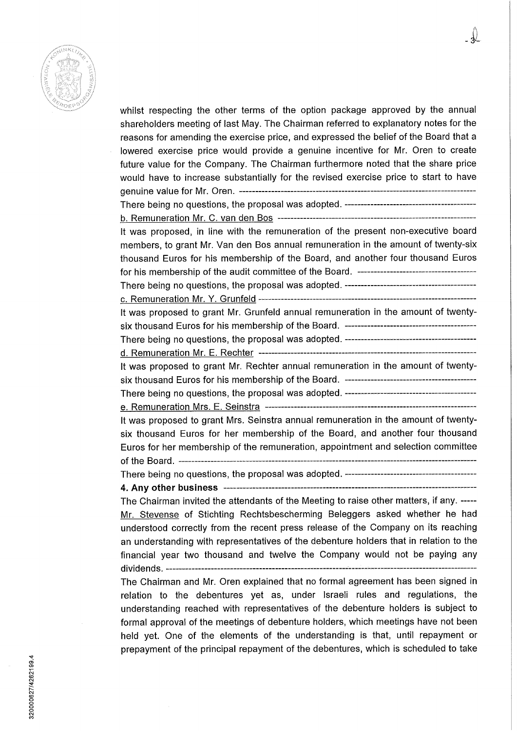whilst respecting the other terms of the option package approved by the annual shareholders meeting of last May. The Chairman referred to explanatory notes for the reasons for amending the exercise price, and expressed the belief of the Board that a lowered exercise price would provide a genuine incentive for Mr. Oren to create future value for the Company. The Chairman furthermore noted that the share price would have to increase substantially for the revised exercise price to start to have genuine value for Mr. Oren. ---------------------------------------------------------------------------

There being no questions, the proposal was adopted. ------------------------------------------

b. Remuneration Mr. C. van den Bos ----------------------------------------------------------------

It was proposed, in line with the remuneration of the present non-executive board members, to grant Mr. Van den Bos annual remuneration in the amount of twenty-six thousand Euros for his membership of the Board, and another four thousand Euros for his membership of the audit committee of the Board. --------------------------------------

There being no questions, the proposal was adopted. ------------------------------------------

c. Remuneration Mr. Y. Grunfeld -------------------------------------------------------------------

It was proposed to grant Mr. Grunfeld annual remuneration in the amount of twenty-six thousand Euros for his membership of the Board. -----------------------------------------

There being no questions, the proposal was adopted. ------------------------------------------

d. Remuneration Mr. E. Rechter ---------------------------------------------------------------------

It was proposed to grant Mr. Rechter annual remuneration in the amount of twenty-six thousand Euros for his membership of the Board. -----------------------------------------

There being no questions, the proposal was adopted. ------------------------------------------

e. Remuneration Mrs. E. Seinstra -------------------------------------------------------------------

It was proposed to grant Mrs. Seinstra annual remuneration in the amount of twenty-six thousand Euros for her membership of the Board, and another four thousand Euros for her membership of the remuneration, appointment and selection committee of the Board. ------------------------------------------------------------------------------------------------

There being no questions, the proposal was adopted. ------------------------------------------

**4. Any other business** -------------------------------------------------------------------------------

The Chairman invited the attendants of the Meeting to raise other matters, if any. -----

Mr. Stevense of Stichting Rechtsbescherming Beleggers asked whether he had understood correctly from the recent press release of the Company on its reaching an understanding with representatives of the debenture holders that in relation to the financial year two thousand and twelve the Company would not be paying any dividends. ---------------------------------------------------------------------------------------------------

The Chairman and Mr. Oren explained that no formal agreement has been signed in relation to the debentures yet as, under Israeli rules and regulations, the understanding reached with representatives of the debenture holders is subject to formal approval of the meetings of debenture holders, which meetings have not been held yet. One of the elements of the understanding is that, until repayment or prepayment of the principal repayment of the debentures, which is scheduled to take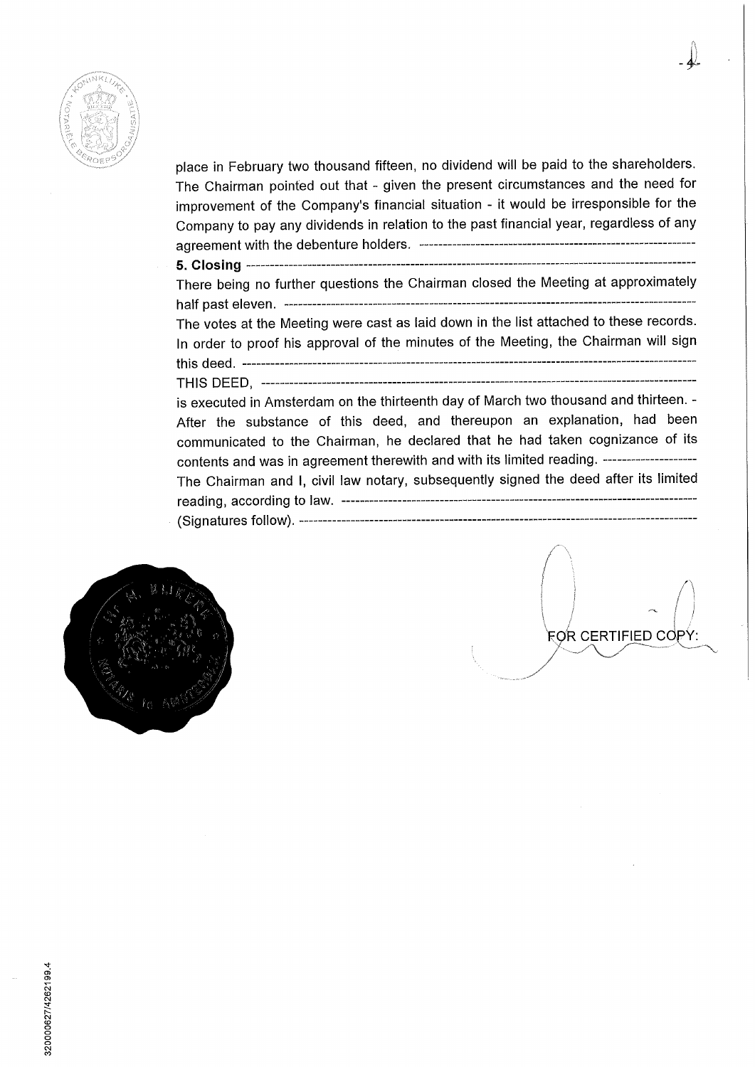place in February two thousand fifteen, no dividend will be paid to the shareholders. The Chairman pointed out that - given the present circumstances and the need for improvement of the Company's financial situation - it would be irresponsible for the Company to pay any dividends in relation to the past financial year, regardless of any agreement with the debenture holders. ---

**5. Closing** ---

There being no further questions the Chairman closed the Meeting at approximately half past eleven. ---

The votes at the Meeting were cast as laid down in the list attached to these records. In order to proof his approval of the minutes of the Meeting, the Chairman will sign this deed. ---

THIS DEED, ---

is executed in Amsterdam on the thirteenth day of March two thousand and thirteen. -

After the substance of this deed, and thereupon an explanation, had been communicated to the Chairman, he declared that he had taken cognizance of its contents and was in agreement therewith and with its limited reading. ---

The Chairman and I, civil law notary, subsequently signed the deed after its limited reading, according to law. ---

(Signatures follow). ---

FOR CERTIFIED COPY:

3200000627/4262199.4